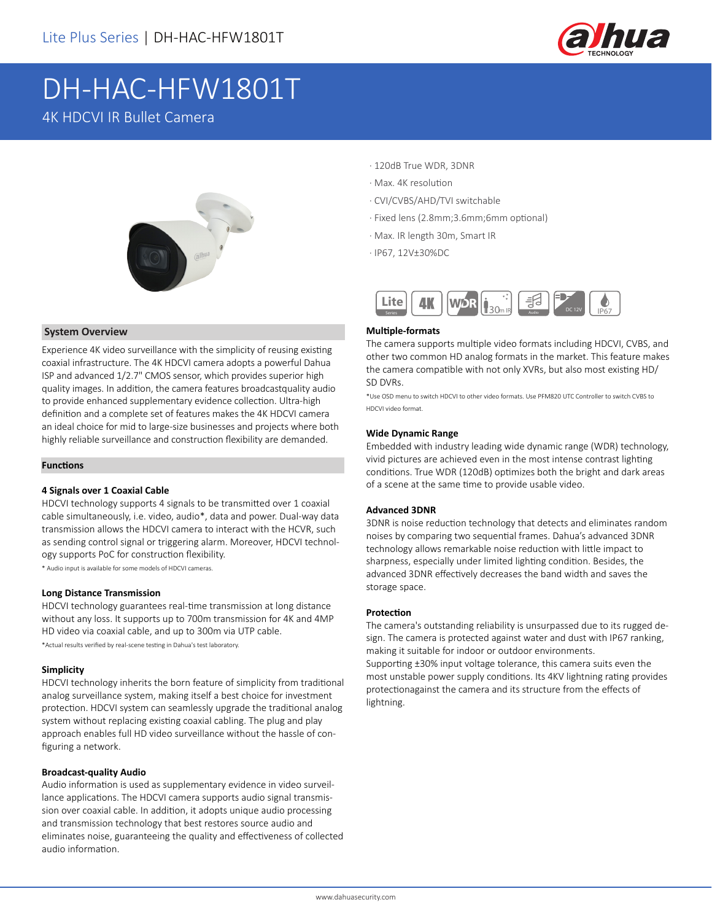Lite Plus Series | DH-HAC-HFW1801T

# DH-HAC-HFW1801T

4K HDCVI IR Bullet Camera

- · 120dB True WDR, 3DNR
- · Max. 4K resolution
- · CVI/CVBS/AHD/TVI switchable
- · Fixed lens (2.8mm;3.6mm;6mm optional)
- · Max. IR length 30m, Smart IR
- · IP67, 12V±30%DC

## System Overview

Experience 4K video surveillance with the simplicity of reusing existing coaxial infrastructure. The 4K HDCVI camera adopts a powerful Dahua ISP and advanced 1/2.7" CMOS sensor, which provides superior high quality images. In addition, the camera features broadcastquality audio to provide enhanced supplementary evidence collection. Ultra-high definition and a complete set of features makes the 4K HDCVI camera an ideal choice for mid to large-size businesses and projects where both highly reliable surveillance and construction flexibility are demanded.

## Functions

### 4 Signals over 1 Coaxial Cable

HDCVI technology supports 4 signals to be transmitted over 1 coaxial cable simultaneously, i.e. video, audio*, data and power. Dual-way data transmission allows the HDCVI camera to interact with the HCVR, such as sending control signal or triggering alarm. Moreover, HDCVI technology supports PoC for construction flexibility.

* Audio input is available for some models of HDCVI cameras.

### Long Distance Transmission

HDCVI technology guarantees real-time transmission at long distance without any loss. It supports up to 700m transmission for 4K and 4MP HD video via coaxial cable, and up to 300m via UTP cable.

*Actual results verified by real-scene testing in Dahua's test laboratory.

### Simplicity

HDCVI technology inherits the born feature of simplicity from traditional analog surveillance system, making itself a best choice for investment protection. HDCVI system can seamlessly upgrade the traditional analog system without replacing existing coaxial cabling. The plug and play approach enables full HD video surveillance without the hassle of configuring a network.

### Broadcast-quality Audio

Audio information is used as supplementary evidence in video surveillance applications. The HDCVI camera supports audio signal transmission over coaxial cable. In addition, it adopts unique audio processing and transmission technology that best restores source audio and eliminates noise, guaranteeing the quality and effectiveness of collected audio information.

### Multiple-formats

The camera supports multiple video formats including HDCVI, CVBS, and other two common HD analog formats in the market. This feature makes the camera compatible with not only XVRs, but also most existing HD/SD DVRs.

*Use OSD menu to switch HDCVI to other video formats. Use PFM820 UTC Controller to switch CVBS to HDCVI video format.

### Wide Dynamic Range

Embedded with industry leading wide dynamic range (WDR) technology, vivid pictures are achieved even in the most intense contrast lighting conditions. True WDR (120dB) optimizes both the bright and dark areas of a scene at the same time to provide usable video.

### Advanced 3DNR

3DNR is noise reduction technology that detects and eliminates random noises by comparing two sequential frames. Dahua's advanced 3DNR technology allows remarkable noise reduction with little impact to sharpness, especially under limited lighting condition. Besides, the advanced 3DNR effectively decreases the band width and saves the storage space.

### Protection

The camera's outstanding reliability is unsurpassed due to its rugged design. The camera is protected against water and dust with IP67 ranking, making it suitable for indoor or outdoor environments.

Supporting ±30% input voltage tolerance, this camera suits even the most unstable power supply conditions. Its 4KV lightning rating provides protectionagainst the camera and its structure from the effects of lightning.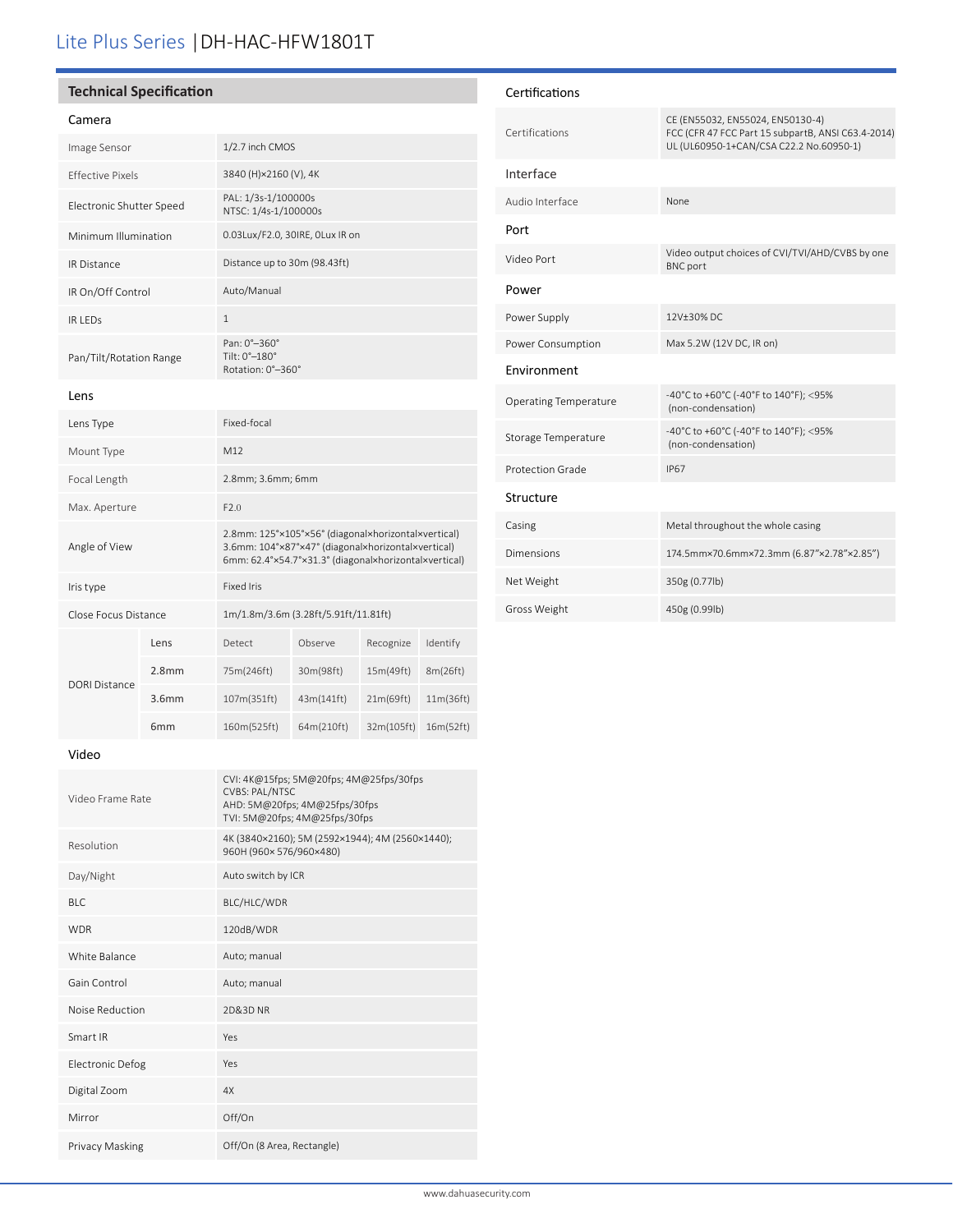# Lite Plus Series | DH-HAC-HFW1801T

## Technical Specification

### Camera

| | |
|---|---|
| Image Sensor | 1/2.7 inch CMOS |
| Effective Pixels | 3840 (H)×2160 (V), 4K |
| Electronic Shutter Speed | PAL: 1/3s-1/100000s<br>NTSC: 1/4s-1/100000s |
| Minimum Illumination | 0.03Lux/F2.0, 30IRE, 0Lux IR on |
| IR Distance | Distance up to 30m (98.43ft) |
| IR On/Off Control | Auto/Manual |
| IR LEDs | 1 |
| Pan/Tilt/Rotation Range | Pan: 0°–360°<br>Tilt: 0°–180°<br>Rotation: 0°–360° |

### Lens

| | |
|---|---|
| Lens Type | Fixed-focal |
| Mount Type | M12 |
| Focal Length | 2.8mm; 3.6mm; 6mm |
| Max. Aperture | F2.0 |
| Angle of View | 2.8mm: 125°×105°×56° (diagonal×horizontal×vertical)<br>3.6mm: 104°×87°×47° (diagonal×horizontal×vertical)<br>6mm: 62.4°×54.7°×31.3° (diagonal×horizontal×vertical) |
| Iris type | Fixed Iris |
| Close Focus Distance | 1m/1.8m/3.6m (3.28ft/5.91ft/11.81ft) |

| DORI Distance | Lens | Detect | Observe | Recognize | Identify |
|---|---|---|---|---|---|
| | 2.8mm | 75m(246ft) | 30m(98ft) | 15m(49ft) | 8m(26ft) |
| | 3.6mm | 107m(351ft) | 43m(141ft) | 21m(69ft) | 11m(36ft) |
| | 6mm | 160m(525ft) | 64m(210ft) | 32m(105ft) | 16m(52ft) |

### Video

| | |
|---|---|
| Video Frame Rate | CVI: 4K@15fps; 5M@20fps; 4M@25fps/30fps<br>CVBS: PAL/NTSC<br>AHD: 5M@20fps; 4M@25fps/30fps<br>TVI: 5M@20fps; 4M@25fps/30fps |
| Resolution | 4K (3840×2160); 5M (2592×1944); 4M (2560×1440);<br>960H (960× 576/960×480) |
| Day/Night | Auto switch by ICR |
| BLC | BLC/HLC/WDR |
| WDR | 120dB/WDR |
| White Balance | Auto; manual |
| Gain Control | Auto; manual |
| Noise Reduction | 2D&3D NR |
| Smart IR | Yes |
| Electronic Defog | Yes |
| Digital Zoom | 4X |
| Mirror | Off/On |
| Privacy Masking | Off/On (8 Area, Rectangle) |

### Certifications

| | |
|---|---|
| Certifications | CE (EN55032, EN55024, EN50130-4)<br>FCC (CFR 47 FCC Part 15 subpartB, ANSI C63.4-2014)<br>UL (UL60950-1+CAN/CSA C22.2 No.60950-1) |

### Interface

| | |
|---|---|
| Audio Interface | None |

### Port

| | |
|---|---|
| Video Port | Video output choices of CVI/TVI/AHD/CVBS by one BNC port |

### Power

| | |
|---|---|
| Power Supply | 12V±30% DC |
| Power Consumption | Max 5.2W (12V DC, IR on) |

### Environment

| | |
|---|---|
| Operating Temperature | -40°C to +60°C (-40°F to 140°F); <95% (non-condensation) |
| Storage Temperature | -40°C to +60°C (-40°F to 140°F); <95% (non-condensation) |
| Protection Grade | IP67 |

### Structure

| | |
|---|---|
| Casing | Metal throughout the whole casing |
| Dimensions | 174.5mm×70.6mm×72.3mm (6.87"×2.78"×2.85") |
| Net Weight | 350g (0.77lb) |
| Gross Weight | 450g (0.99lb) |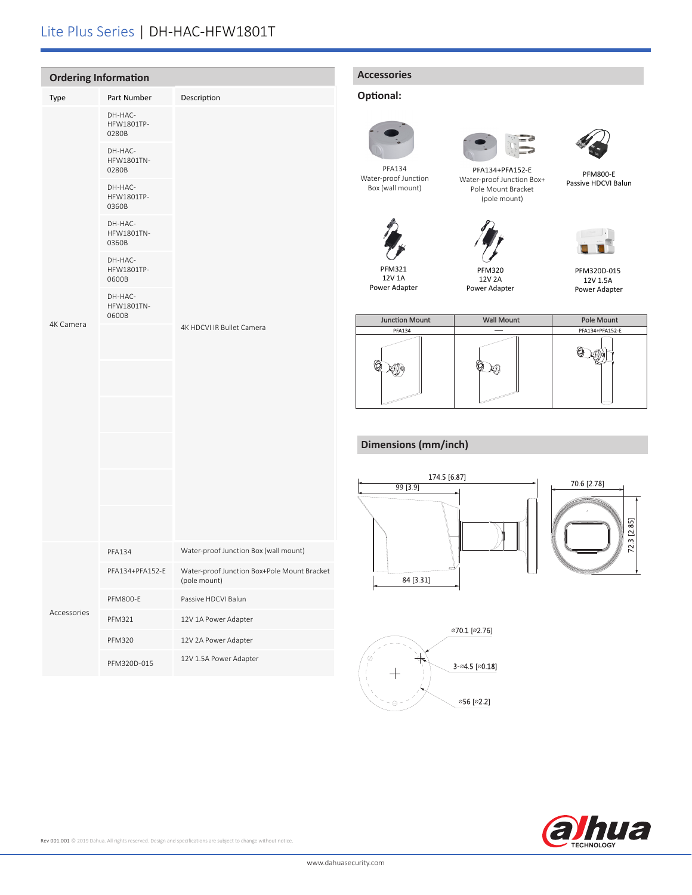## Ordering Information

| Type | Part Number | Description |
|---|---|---|
| 4K Camera | DH-HAC-HFW1801TP-0280B | 4K HDCVI IR Bullet Camera |
| | DH-HAC-HFW1801TN-0280B | |
| | DH-HAC-HFW1801TP-0360B | |
| | DH-HAC-HFW1801TN-0360B | |
| | DH-HAC-HFW1801TP-0600B | |
| | DH-HAC-HFW1801TN-0600B | |
| Accessories | PFA134 | Water-proof Junction Box (wall mount) |
| | PFA134+PFA152-E | Water-proof Junction Box+Pole Mount Bracket (pole mount) |
| | PFM800-E | Passive HDCVI Balun |
| | PFM321 | 12V 1A Power Adapter |
| | PFM320 | 12V 2A Power Adapter |
| | PFM320D-015 | 12V 1.5A Power Adapter |

## Accessories

### Optional:

PFA134
Water-proof Junction Box (wall mount)

PFA134+PFA152-E
Water-proof Junction Box+ Pole Mount Bracket (pole mount)

PFM800-E
Passive HDCVI Balun

PFM321
12V 1A
Power Adapter

PFM320
12V 2A
Power Adapter

PFM320D-015
12V 1.5A
Power Adapter

| Junction Mount | Wall Mount | Pole Mount |
|---|---|---|
| PFA134 | — | PFA134+PFA152-E |

## Dimensions (mm/inch)

174.5 [6.87]
99 [3.9]
84 [3.31]
70.6 [2.78]
72.3 [2.85]
⌀70.1 [⌀2.76]
3-⌀4.5 [⌀0.18]
⌀56 [⌀2.2]

Rev 001.001 © 2019 Dahua. All rights reserved. Design and specifications are subject to change without notice.

www.dahuasecurity.com